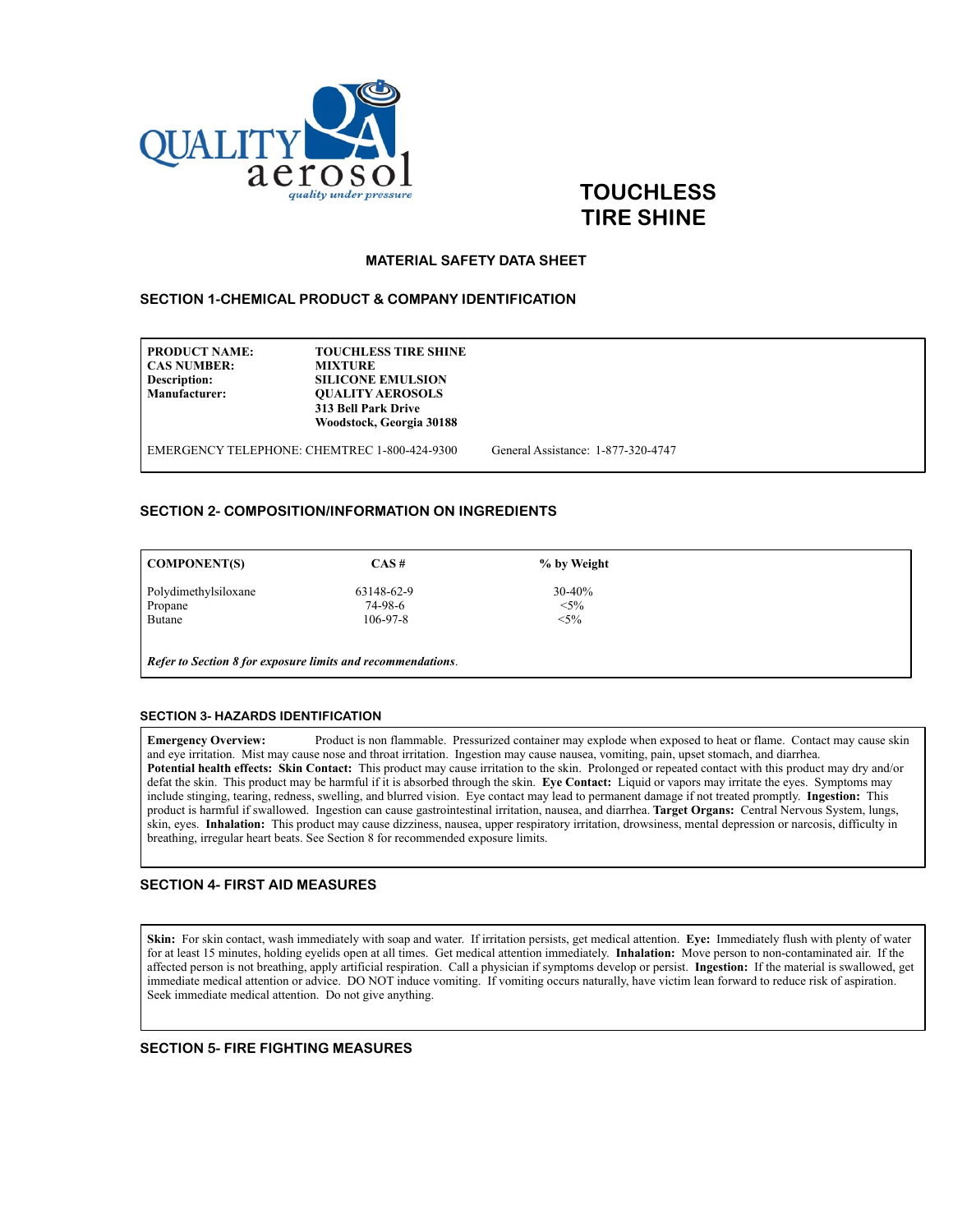QUALITY aerosol
*quality under pressure*

# TOUCHLESS TIRE SHINE

## MATERIAL SAFETY DATA SHEET

### SECTION 1-CHEMICAL PRODUCT & COMPANY IDENTIFICATION

| | |
|---|---|
| **PRODUCT NAME:** | **TOUCHLESS TIRE SHINE** |
| **CAS NUMBER:** | **MIXTURE** |
| **Description:** | **SILICONE EMULSION** |
| **Manufacturer:** | **QUALITY AEROSOLS**<br>**313 Bell Park Drive**<br>**Woodstock, Georgia 30188** |

EMERGENCY TELEPHONE: CHEMTREC 1-800-424-9300 General Assistance: 1-877-320-4747

### SECTION 2- COMPOSITION/INFORMATION ON INGREDIENTS

| COMPONENT(S) | CAS # | % by Weight |
|---|---|---|
| Polydimethylsiloxane | 63148-62-9 | 30-40% |
| Propane | 74-98-6 | <5% |
| Butane | 106-97-8 | <5% |

*Refer to Section 8 for exposure limits and recommendations*.

### SECTION 3- HAZARDS IDENTIFICATION

**Emergency Overview:** Product is non flammable. Pressurized container may explode when exposed to heat or flame. Contact may cause skin and eye irritation. Mist may cause nose and throat irritation. Ingestion may cause nausea, vomiting, pain, upset stomach, and diarrhea.
**Potential health effects: Skin Contact:** This product may cause irritation to the skin. Prolonged or repeated contact with this product may dry and/or defat the skin. This product may be harmful if it is absorbed through the skin. **Eye Contact:** Liquid or vapors may irritate the eyes. Symptoms may include stinging, tearing, redness, swelling, and blurred vision. Eye contact may lead to permanent damage if not treated promptly. **Ingestion:** This product is harmful if swallowed. Ingestion can cause gastrointestinal irritation, nausea, and diarrhea. **Target Organs:** Central Nervous System, lungs, skin, eyes. **Inhalation:** This product may cause dizziness, nausea, upper respiratory irritation, drowsiness, mental depression or narcosis, difficulty in breathing, irregular heart beats. See Section 8 for recommended exposure limits.

### SECTION 4- FIRST AID MEASURES

**Skin:** For skin contact, wash immediately with soap and water. If irritation persists, get medical attention. **Eye:** Immediately flush with plenty of water for at least 15 minutes, holding eyelids open at all times. Get medical attention immediately. **Inhalation:** Move person to non-contaminated air. If the affected person is not breathing, apply artificial respiration. Call a physician if symptoms develop or persist. **Ingestion:** If the material is swallowed, get immediate medical attention or advice. DO NOT induce vomiting. If vomiting occurs naturally, have victim lean forward to reduce risk of aspiration. Seek immediate medical attention. Do not give anything.

### SECTION 5- FIRE FIGHTING MEASURES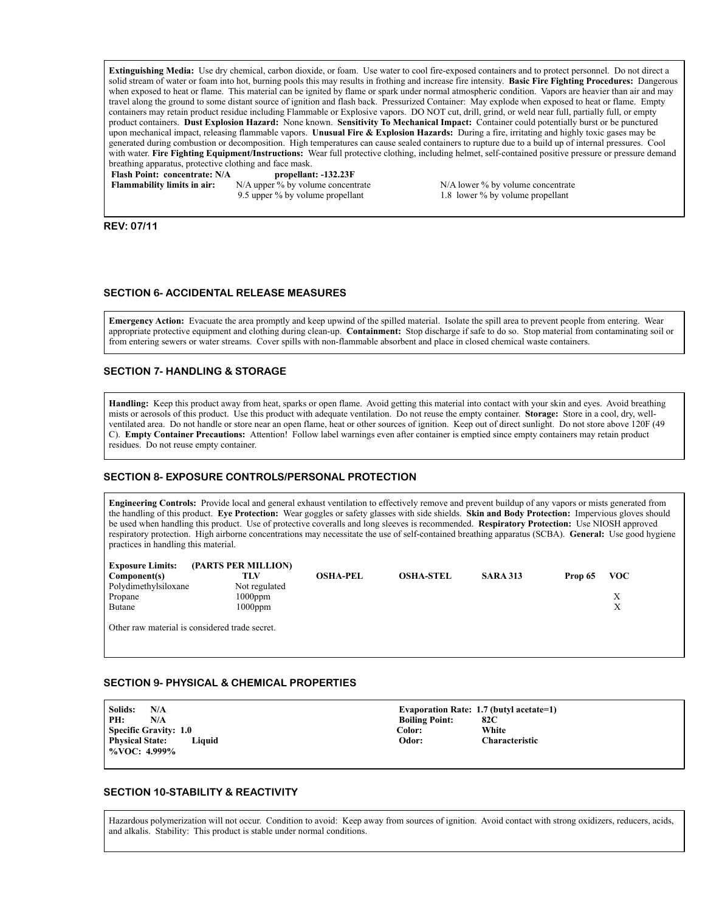**Extinguishing Media:** Use dry chemical, carbon dioxide, or foam. Use water to cool fire-exposed containers and to protect personnel. Do not direct a solid stream of water or foam into hot, burning pools this may results in frothing and increase fire intensity. **Basic Fire Fighting Procedures:** Dangerous when exposed to heat or flame. This material can be ignited by flame or spark under normal atmospheric condition. Vapors are heavier than air and may travel along the ground to some distant source of ignition and flash back. Pressurized Container: May explode when exposed to heat or flame. Empty containers may retain product residue including Flammable or Explosive vapors. DO NOT cut, drill, grind, or weld near full, partially full, or empty product containers. **Dust Explosion Hazard:** None known. **Sensitivity To Mechanical Impact:** Container could potentially burst or be punctured upon mechanical impact, releasing flammable vapors. **Unusual Fire & Explosion Hazards:** During a fire, irritating and highly toxic gases may be generated during combustion or decomposition. High temperatures can cause sealed containers to rupture due to a build up of internal pressures. Cool with water. **Fire Fighting Equipment/Instructions:** Wear full protective clothing, including helmet, self-contained positive pressure or pressure demand breathing apparatus, protective clothing and face mask.

**Flash Point: concentrate: N/A** **propellant: -132.23F**

**Flammability limits in air:** N/A upper % by volume concentrate | N/A lower % by volume concentrate
9.5 upper % by volume propellant | 1.8 lower % by volume propellant

**REV: 07/11**

## SECTION 6- ACCIDENTAL RELEASE MEASURES

**Emergency Action:** Evacuate the area promptly and keep upwind of the spilled material. Isolate the spill area to prevent people from entering. Wear appropriate protective equipment and clothing during clean-up. **Containment:** Stop discharge if safe to do so. Stop material from contaminating soil or from entering sewers or water streams. Cover spills with non-flammable absorbent and place in closed chemical waste containers.

## SECTION 7- HANDLING & STORAGE

**Handling:** Keep this product away from heat, sparks or open flame. Avoid getting this material into contact with your skin and eyes. Avoid breathing mists or aerosols of this product. Use this product with adequate ventilation. Do not reuse the empty container. **Storage:** Store in a cool, dry, well-ventilated area. Do not handle or store near an open flame, heat or other sources of ignition. Keep out of direct sunlight. Do not store above 120F (49 C). **Empty Container Precautions:** Attention! Follow label warnings even after container is emptied since empty containers may retain product residues. Do not reuse empty container.

## SECTION 8- EXPOSURE CONTROLS/PERSONAL PROTECTION

**Engineering Controls:** Provide local and general exhaust ventilation to effectively remove and prevent buildup of any vapors or mists generated from the handling of this product. **Eye Protection:** Wear goggles or safety glasses with side shields. **Skin and Body Protection:** Impervious gloves should be used when handling this product. Use of protective coveralls and long sleeves is recommended. **Respiratory Protection:** Use NIOSH approved respiratory protection. High airborne concentrations may necessitate the use of self-contained breathing apparatus (SCBA). **General:** Use good hygiene practices in handling this material.

**Exposure Limits: (PARTS PER MILLION)**

| Component(s) | TLV | OSHA-PEL | OSHA-STEL | SARA 313 | Prop 65 | VOC |
|---|---|---|---|---|---|---|
| Polydimethylsiloxane | Not regulated | | | | | |
| Propane | 1000ppm | | | | | X |
| Butane | 1000ppm | | | | | X |

Other raw material is considered trade secret.

## SECTION 9- PHYSICAL & CHEMICAL PROPERTIES

| | | | |
|---|---|---|---|
| **Solids:** | **N/A** | **Evaporation Rate:** | **1.7 (butyl acetate=1)** |
| **PH:** | **N/A** | **Boiling Point:** | **82C** |
| **Specific Gravity:** | **1.0** | **Color:** | **White** |
| **Physical State:** | **Liquid** | **Odor:** | **Characteristic** |
| **%VOC:** | **4.999%** | | |

## SECTION 10-STABILITY & REACTIVITY

Hazardous polymerization will not occur. Condition to avoid: Keep away from sources of ignition. Avoid contact with strong oxidizers, reducers, acids, and alkalis. Stability: This product is stable under normal conditions.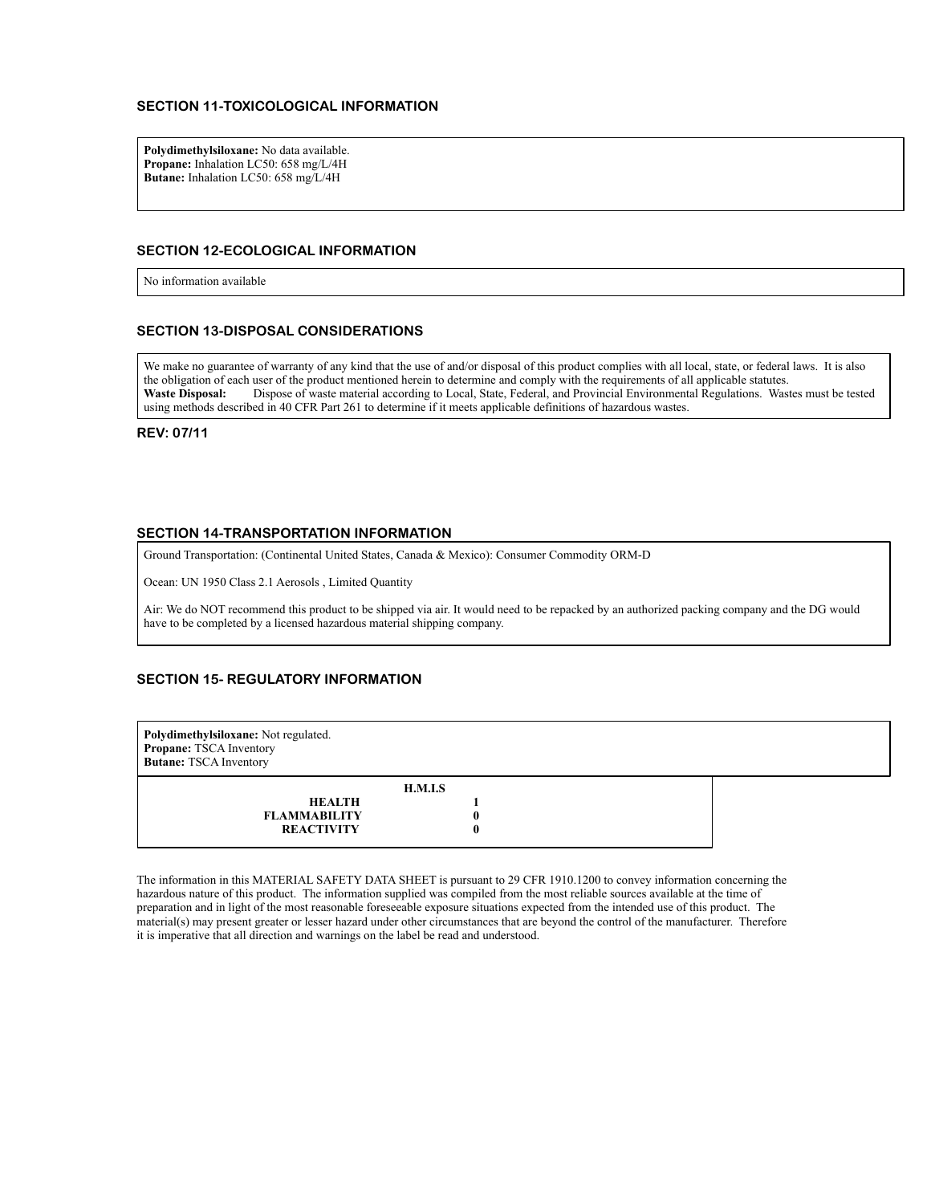## SECTION 11-TOXICOLOGICAL INFORMATION

**Polydimethylsiloxane:** No data available.
**Propane:** Inhalation LC50: 658 mg/L/4H
**Butane:** Inhalation LC50: 658 mg/L/4H

## SECTION 12-ECOLOGICAL INFORMATION

No information available

## SECTION 13-DISPOSAL CONSIDERATIONS

We make no guarantee of warranty of any kind that the use of and/or disposal of this product complies with all local, state, or federal laws. It is also the obligation of each user of the product mentioned herein to determine and comply with the requirements of all applicable statutes.
**Waste Disposal:** Dispose of waste material according to Local, State, Federal, and Provincial Environmental Regulations. Wastes must be tested using methods described in 40 CFR Part 261 to determine if it meets applicable definitions of hazardous wastes.

**REV: 07/11**

## SECTION 14-TRANSPORTATION INFORMATION

Ground Transportation: (Continental United States, Canada & Mexico): Consumer Commodity ORM-D

Ocean: UN 1950 Class 2.1 Aerosols , Limited Quantity

Air: We do NOT recommend this product to be shipped via air. It would need to be repacked by an authorized packing company and the DG would have to be completed by a licensed hazardous material shipping company.

## SECTION 15- REGULATORY INFORMATION

**Polydimethylsiloxane:** Not regulated.
**Propane:** TSCA Inventory
**Butane:** TSCA Inventory

| | H.M.I.S |
|---|---|
| **HEALTH** | **1** |
| **FLAMMABILITY** | **0** |
| **REACTIVITY** | **0** |

The information in this MATERIAL SAFETY DATA SHEET is pursuant to 29 CFR 1910.1200 to convey information concerning the hazardous nature of this product. The information supplied was compiled from the most reliable sources available at the time of preparation and in light of the most reasonable foreseeable exposure situations expected from the intended use of this product. The material(s) may present greater or lesser hazard under other circumstances that are beyond the control of the manufacturer. Therefore it is imperative that all direction and warnings on the label be read and understood.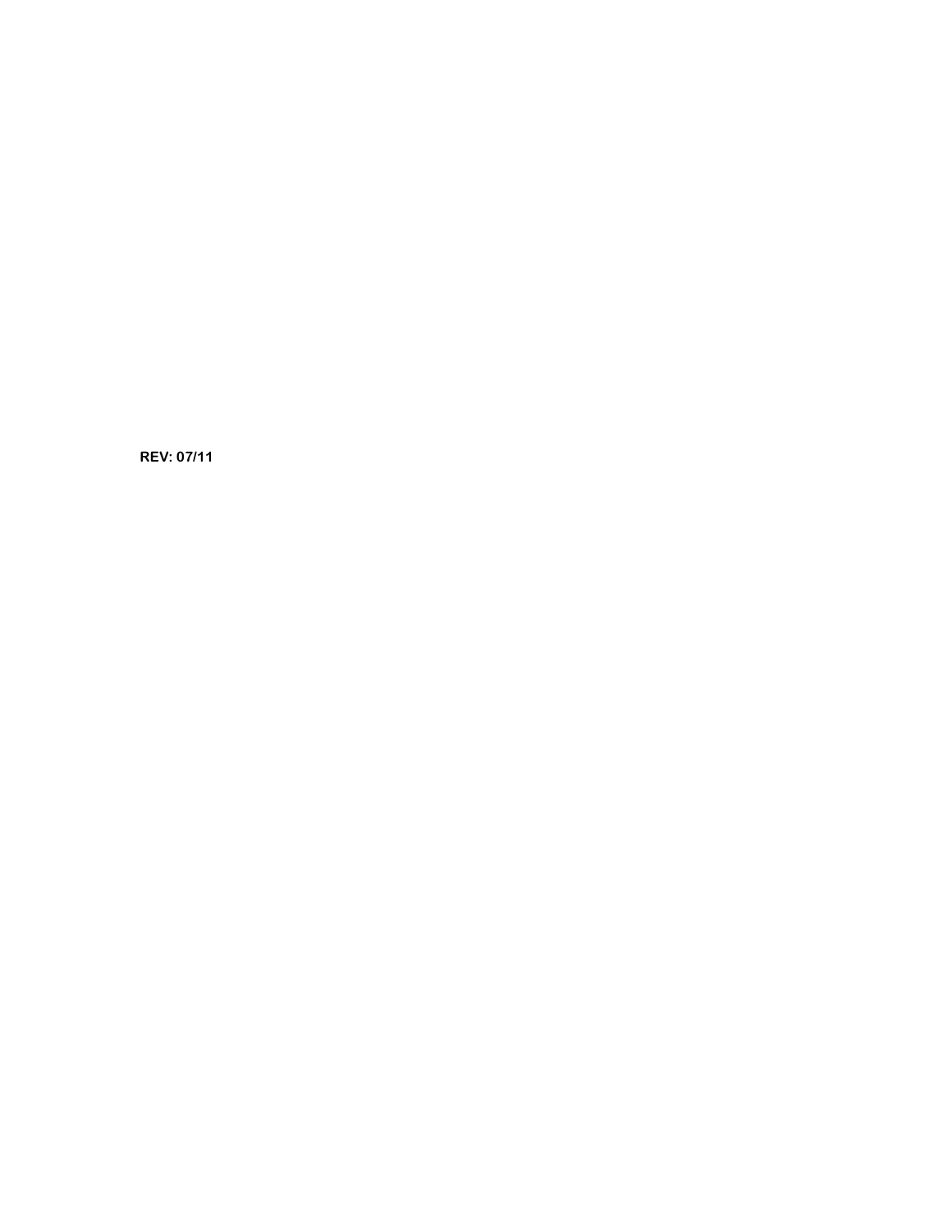**REV: 07/11**